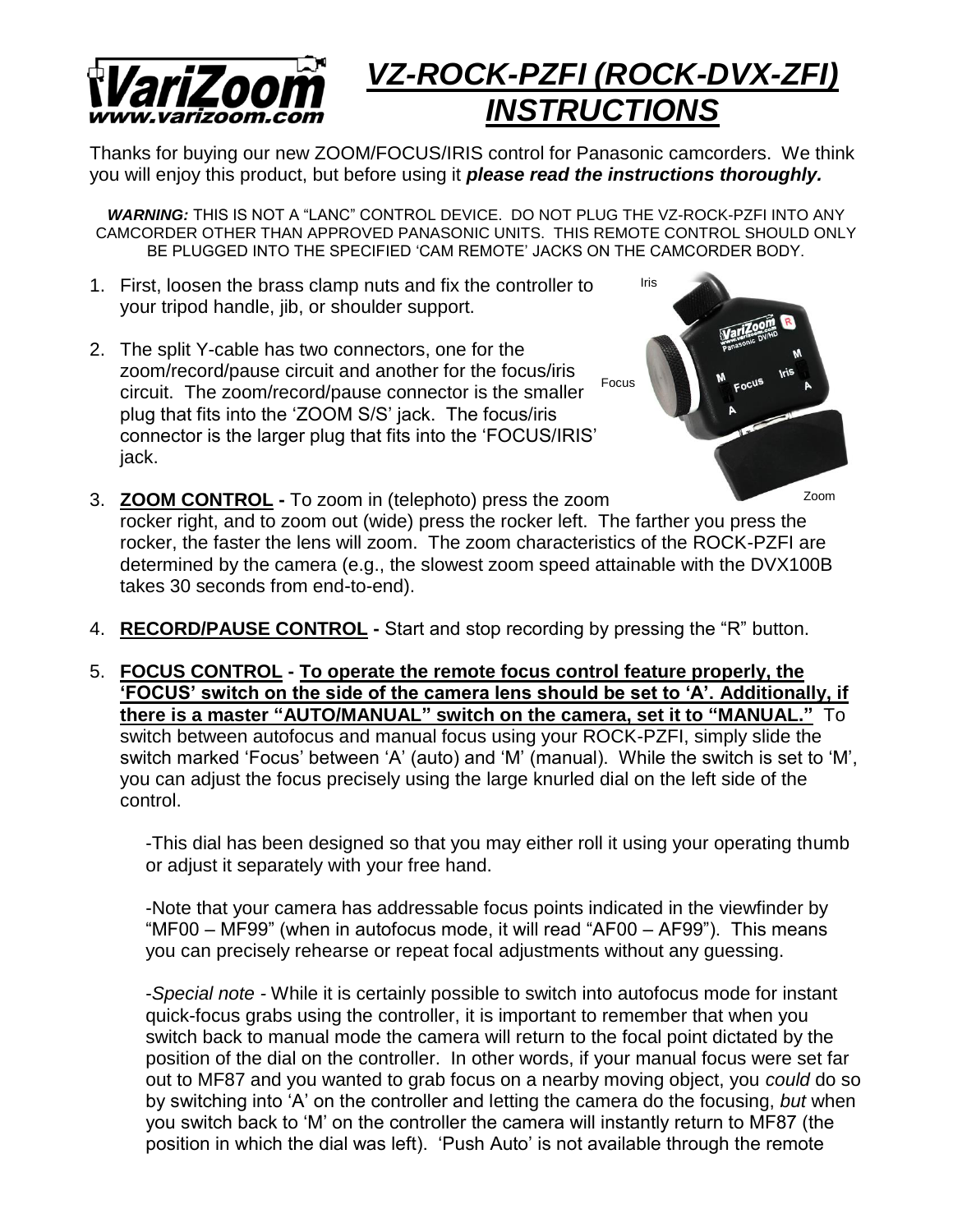# VZ-ROCK-PZFI (ROCK-DVX-ZFI) INSTRUCTIONS

Thanks for buying our new ZOOM/FOCUS/IRIS control for Panasonic camcorders. We think you will enjoy this product, but before using it ***please read the instructions thoroughly.***

***WARNING:*** THIS IS NOT A "LANC" CONTROL DEVICE. DO NOT PLUG THE VZ-ROCK-PZFI INTO ANY CAMCORDER OTHER THAN APPROVED PANASONIC UNITS. THIS REMOTE CONTROL SHOULD ONLY BE PLUGGED INTO THE SPECIFIED 'CAM REMOTE' JACKS ON THE CAMCORDER BODY.

1. First, loosen the brass clamp nuts and fix the controller to your tripod handle, jib, or shoulder support.

2. The split Y-cable has two connectors, one for the zoom/record/pause circuit and another for the focus/iris circuit. The zoom/record/pause connector is the smaller plug that fits into the 'ZOOM S/S' jack. The focus/iris connector is the larger plug that fits into the 'FOCUS/IRIS' jack.

Iris

Focus

Zoom

3. **ZOOM CONTROL -** To zoom in (telephoto) press the zoom rocker right, and to zoom out (wide) press the rocker left. The farther you press the rocker, the faster the lens will zoom. The zoom characteristics of the ROCK-PZFI are determined by the camera (e.g., the slowest zoom speed attainable with the DVX100B takes 30 seconds from end-to-end).

4. **RECORD/PAUSE CONTROL -** Start and stop recording by pressing the "R" button.

5. **FOCUS CONTROL - To operate the remote focus control feature properly, the 'FOCUS' switch on the side of the camera lens should be set to 'A'. Additionally, if there is a master "AUTO/MANUAL" switch on the camera, set it to "MANUAL."** To switch between autofocus and manual focus using your ROCK-PZFI, simply slide the switch marked 'Focus' between 'A' (auto) and 'M' (manual). While the switch is set to 'M', you can adjust the focus precisely using the large knurled dial on the left side of the control.

   -This dial has been designed so that you may either roll it using your operating thumb or adjust it separately with your free hand.

   -Note that your camera has addressable focus points indicated in the viewfinder by "MF00 – MF99" (when in autofocus mode, it will read "AF00 – AF99"). This means you can precisely rehearse or repeat focal adjustments without any guessing.

   -*Special note -* While it is certainly possible to switch into autofocus mode for instant quick-focus grabs using the controller, it is important to remember that when you switch back to manual mode the camera will return to the focal point dictated by the position of the dial on the controller. In other words, if your manual focus were set far out to MF87 and you wanted to grab focus on a nearby moving object, you *could* do so by switching into 'A' on the controller and letting the camera do the focusing, *but* when you switch back to 'M' on the controller the camera will instantly return to MF87 (the position in which the dial was left). 'Push Auto' is not available through the remote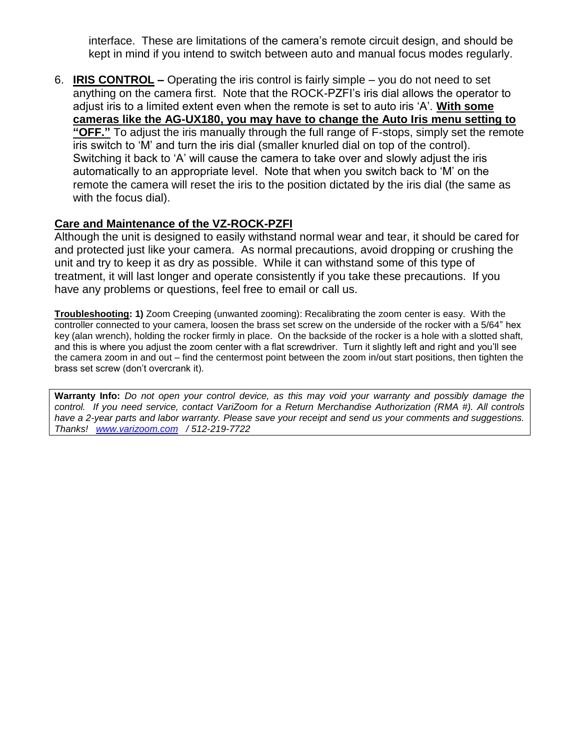interface. These are limitations of the camera's remote circuit design, and should be kept in mind if you intend to switch between auto and manual focus modes regularly.

6. **IRIS CONTROL –** Operating the iris control is fairly simple – you do not need to set anything on the camera first. Note that the ROCK-PZFI's iris dial allows the operator to adjust iris to a limited extent even when the remote is set to auto iris 'A'. **With some cameras like the AG-UX180, you may have to change the Auto Iris menu setting to "OFF."** To adjust the iris manually through the full range of F-stops, simply set the remote iris switch to 'M' and turn the iris dial (smaller knurled dial on top of the control). Switching it back to 'A' will cause the camera to take over and slowly adjust the iris automatically to an appropriate level. Note that when you switch back to 'M' on the remote the camera will reset the iris to the position dictated by the iris dial (the same as with the focus dial).

## Care and Maintenance of the VZ-ROCK-PZFI

Although the unit is designed to easily withstand normal wear and tear, it should be cared for and protected just like your camera. As normal precautions, avoid dropping or crushing the unit and try to keep it as dry as possible. While it can withstand some of this type of treatment, it will last longer and operate consistently if you take these precautions. If you have any problems or questions, feel free to email or call us.

**Troubleshooting: 1)** Zoom Creeping (unwanted zooming): Recalibrating the zoom center is easy. With the controller connected to your camera, loosen the brass set screw on the underside of the rocker with a 5/64" hex key (alan wrench), holding the rocker firmly in place. On the backside of the rocker is a hole with a slotted shaft, and this is where you adjust the zoom center with a flat screwdriver. Turn it slightly left and right and you'll see the camera zoom in and out – find the centermost point between the zoom in/out start positions, then tighten the brass set screw (don't overcrank it).

**Warranty Info:** *Do not open your control device, as this may void your warranty and possibly damage the control. If you need service, contact VariZoom for a Return Merchandise Authorization (RMA #). All controls have a 2-year parts and labor warranty. Please save your receipt and send us your comments and suggestions. Thanks! www.varizoom.com / 512-219-7722*